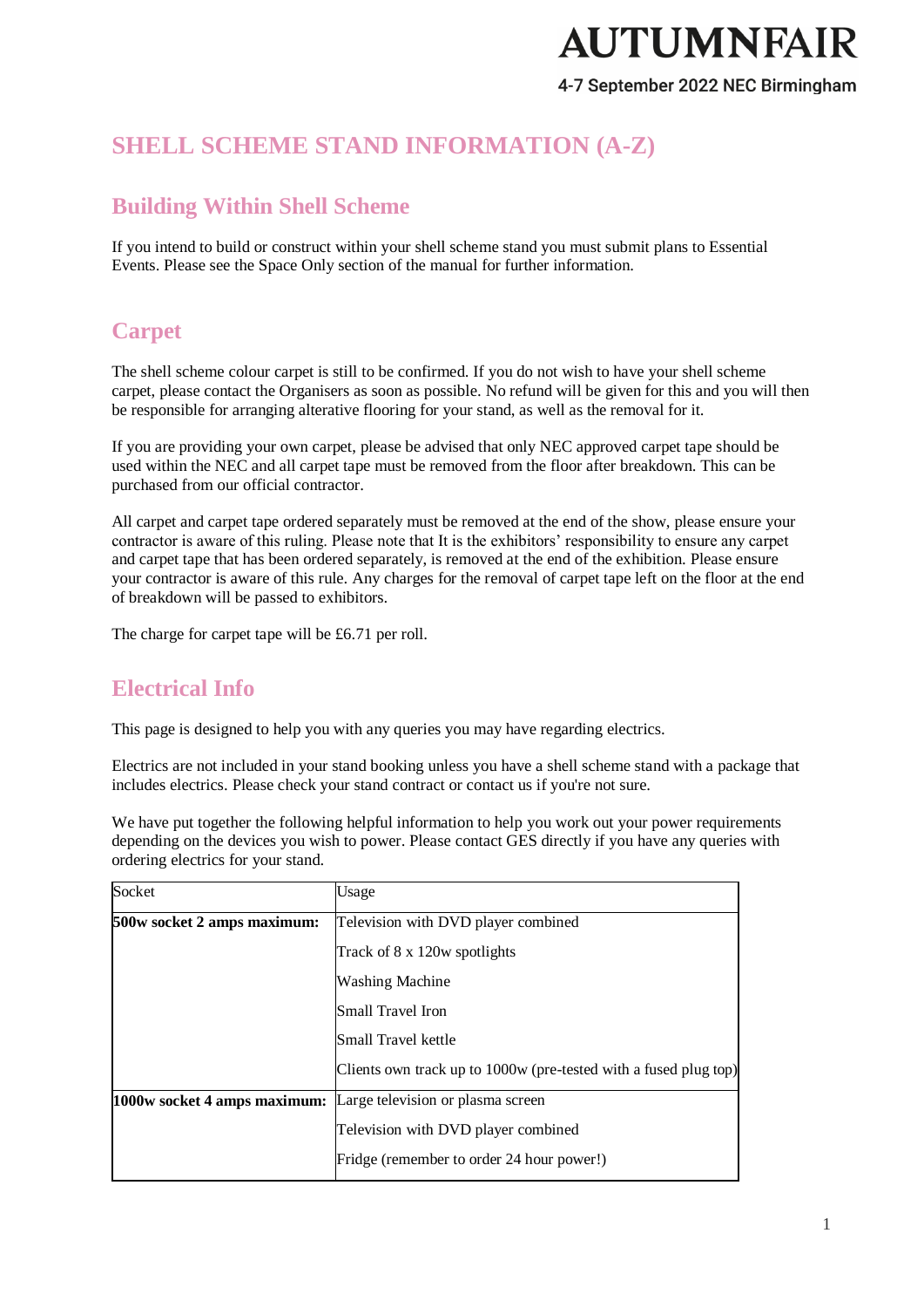# AUTUMNFAIR

4-7 September 2022 NEC Birmingham

# SHELL SCHEME STAND INFORMATION (A-Z)

## Building Within Shell Scheme

If you intend to build or construct within your shell scheme stand you must submit plans to Essential Events. Please see the Space Only section of the manual for further information.

## Carpet

The shell scheme colour carpet is still to be confirmed. If you do not wish to have your shell scheme carpet, please contact the Organisers as soon as possible. No refund will be given for this and you will then be responsible for arranging alterative flooring for your stand, as well as the removal for it.

If you are providing your own carpet, please be advised that only NEC approved carpet tape should be used within the NEC and all carpet tape must be removed from the floor after breakdown. This can be purchased from our official contractor.

All carpet and carpet tape ordered separately must be removed at the end of the show, please ensure your contractor is aware of this ruling. Please note that It is the exhibitors' responsibility to ensure any carpet and carpet tape that has been ordered separately, is removed at the end of the exhibition. Please ensure your contractor is aware of this rule. Any charges for the removal of carpet tape left on the floor at the end of breakdown will be passed to exhibitors.

The charge for carpet tape will be £6.71 per roll.

## Electrical Info

This page is designed to help you with any queries you may have regarding electrics.

Electrics are not included in your stand booking unless you have a shell scheme stand with a package that includes electrics. Please check your stand contract or contact us if you're not sure.

We have put together the following helpful information to help you work out your power requirements depending on the devices you wish to power. Please contact GES directly if you have any queries with ordering electrics for your stand.

| Socket | Usage |
|---|---|
| **500w socket 2 amps maximum:** | Television with DVD player combined |
| | Track of 8 x 120w spotlights |
| | Washing Machine |
| | Small Travel Iron |
| | Small Travel kettle |
| | Clients own track up to 1000w (pre-tested with a fused plug top) |
| **1000w socket 4 amps maximum:** | Large television or plasma screen |
| | Television with DVD player combined |
| | Fridge (remember to order 24 hour power!) |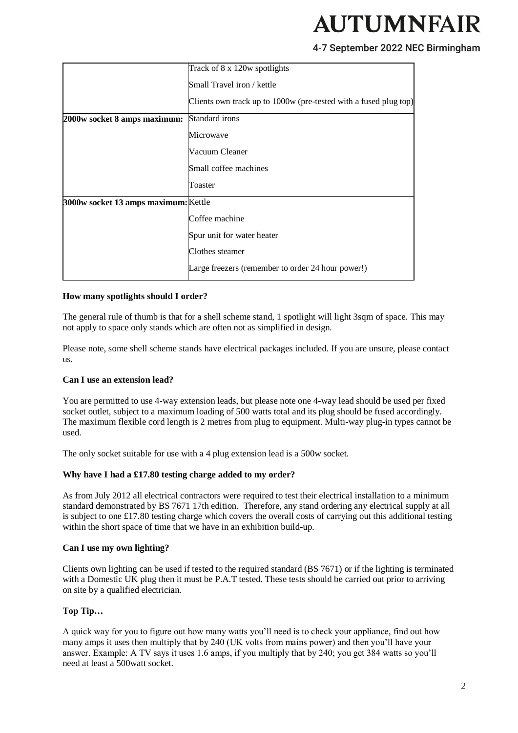| | |
|---|---|
| | Track of 8 x 120w spotlights |
| | Small Travel iron / kettle |
| | Clients own track up to 1000w (pre-tested with a fused plug top) |
| **2000w socket 8 amps maximum:** | Standard irons |
| | Microwave |
| | Vacuum Cleaner |
| | Small coffee machines |
| | Toaster |
| **3000w socket 13 amps maximum:** | Kettle |
| | Coffee machine |
| | Spur unit for water heater |
| | Clothes steamer |
| | Large freezers (remember to order 24 hour power!) |

**How many spotlights should I order?**

The general rule of thumb is that for a shell scheme stand, 1 spotlight will light 3sqm of space. This may not apply to space only stands which are often not as simplified in design.

Please note, some shell scheme stands have electrical packages included. If you are unsure, please contact us.

**Can I use an extension lead?**

You are permitted to use 4-way extension leads, but please note one 4-way lead should be used per fixed socket outlet, subject to a maximum loading of 500 watts total and its plug should be fused accordingly. The maximum flexible cord length is 2 metres from plug to equipment. Multi-way plug-in types cannot be used.

The only socket suitable for use with a 4 plug extension lead is a 500w socket.

**Why have I had a £17.80 testing charge added to my order?**

As from July 2012 all electrical contractors were required to test their electrical installation to a minimum standard demonstrated by BS 7671 17th edition. Therefore, any stand ordering any electrical supply at all is subject to one £17.80 testing charge which covers the overall costs of carrying out this additional testing within the short space of time that we have in an exhibition build-up.

**Can I use my own lighting?**

Clients own lighting can be used if tested to the required standard (BS 7671) or if the lighting is terminated with a Domestic UK plug then it must be P.A.T tested. These tests should be carried out prior to arriving on site by a qualified electrician.

**Top Tip…**

A quick way for you to figure out how many watts you'll need is to check your appliance, find out how many amps it uses then multiply that by 240 (UK volts from mains power) and then you'll have your answer. Example: A TV says it uses 1.6 amps, if you multiply that by 240; you get 384 watts so you'll need at least a 500watt socket.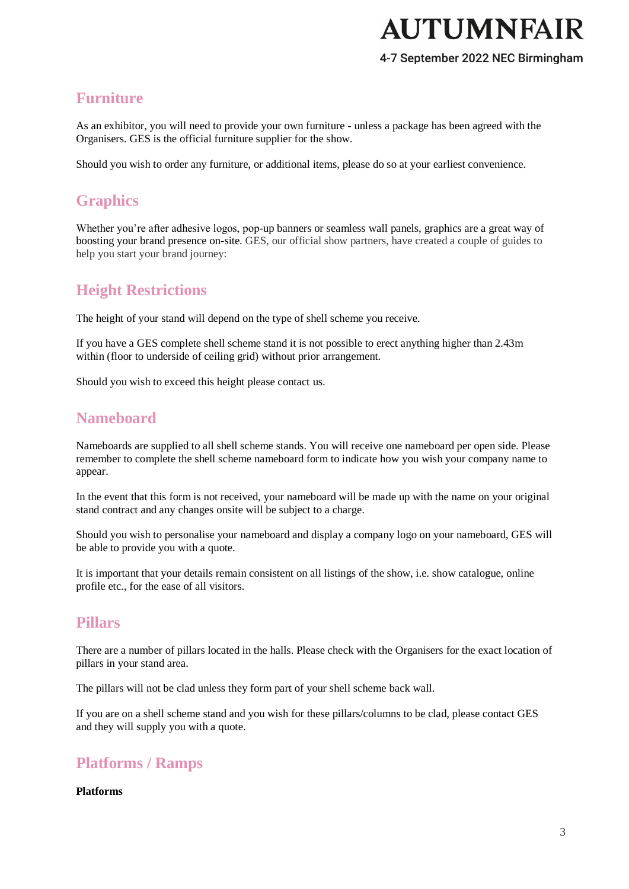## Furniture

As an exhibitor, you will need to provide your own furniture - unless a package has been agreed with the Organisers. GES is the official furniture supplier for the show.

Should you wish to order any furniture, or additional items, please do so at your earliest convenience.

## Graphics

Whether you're after adhesive logos, pop-up banners or seamless wall panels, graphics are a great way of boosting your brand presence on-site. GES, our official show partners, have created a couple of guides to help you start your brand journey:

## Height Restrictions

The height of your stand will depend on the type of shell scheme you receive.

If you have a GES complete shell scheme stand it is not possible to erect anything higher than 2.43m within (floor to underside of ceiling grid) without prior arrangement.

Should you wish to exceed this height please contact us.

## Nameboard

Nameboards are supplied to all shell scheme stands. You will receive one nameboard per open side. Please remember to complete the shell scheme nameboard form to indicate how you wish your company name to appear.

In the event that this form is not received, your nameboard will be made up with the name on your original stand contract and any changes onsite will be subject to a charge.

Should you wish to personalise your nameboard and display a company logo on your nameboard, GES will be able to provide you with a quote.

It is important that your details remain consistent on all listings of the show, i.e. show catalogue, online profile etc., for the ease of all visitors.

## Pillars

There are a number of pillars located in the halls. Please check with the Organisers for the exact location of pillars in your stand area.

The pillars will not be clad unless they form part of your shell scheme back wall.

If you are on a shell scheme stand and you wish for these pillars/columns to be clad, please contact GES and they will supply you with a quote.

## Platforms / Ramps

**Platforms**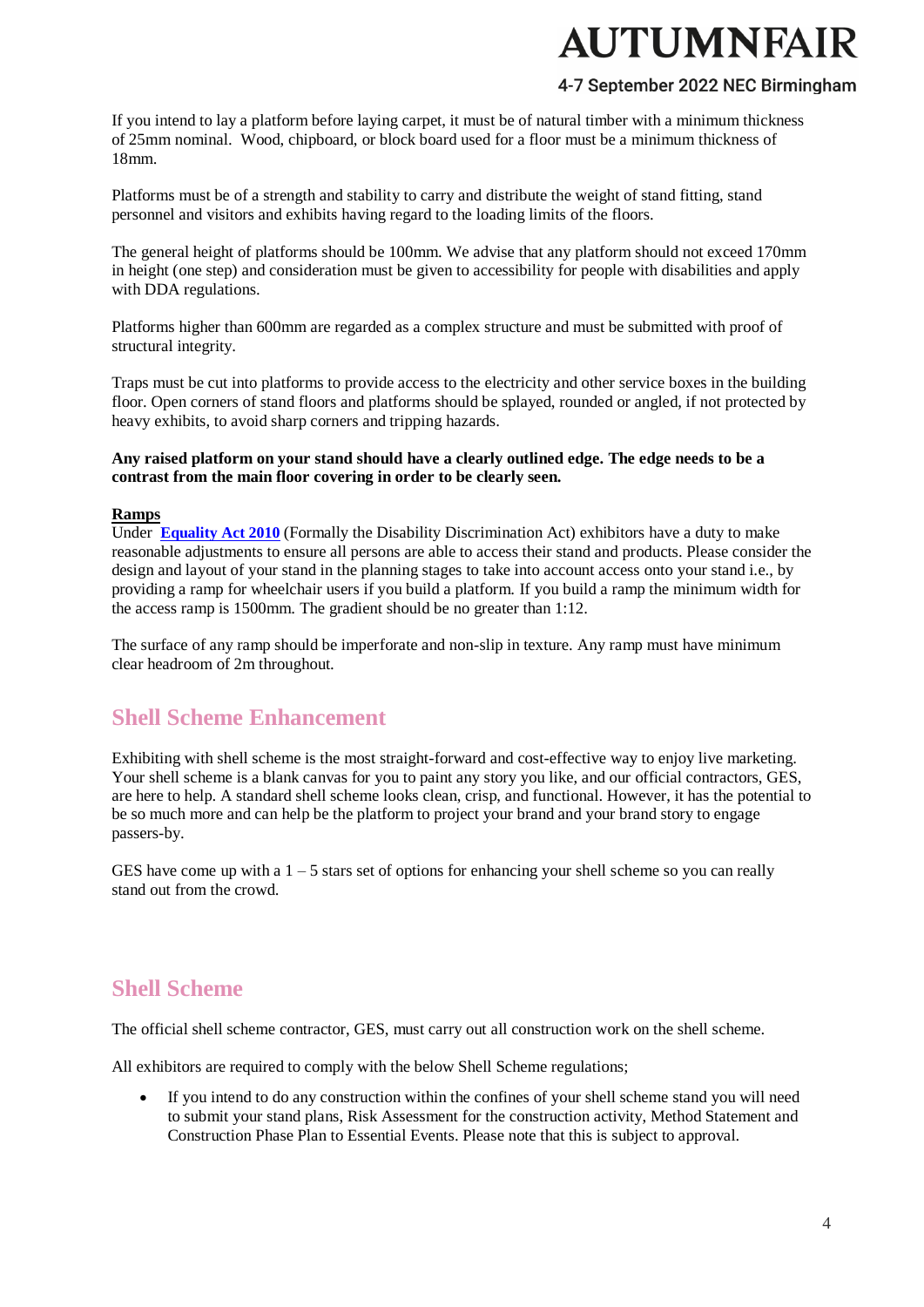If you intend to lay a platform before laying carpet, it must be of natural timber with a minimum thickness of 25mm nominal. Wood, chipboard, or block board used for a floor must be a minimum thickness of 18mm.

Platforms must be of a strength and stability to carry and distribute the weight of stand fitting, stand personnel and visitors and exhibits having regard to the loading limits of the floors.

The general height of platforms should be 100mm. We advise that any platform should not exceed 170mm in height (one step) and consideration must be given to accessibility for people with disabilities and apply with DDA regulations.

Platforms higher than 600mm are regarded as a complex structure and must be submitted with proof of structural integrity.

Traps must be cut into platforms to provide access to the electricity and other service boxes in the building floor. Open corners of stand floors and platforms should be splayed, rounded or angled, if not protected by heavy exhibits, to avoid sharp corners and tripping hazards.

**Any raised platform on your stand should have a clearly outlined edge. The edge needs to be a contrast from the main floor covering in order to be clearly seen.**

**Ramps**

Under **Equality Act 2010** (Formally the Disability Discrimination Act) exhibitors have a duty to make reasonable adjustments to ensure all persons are able to access their stand and products. Please consider the design and layout of your stand in the planning stages to take into account access onto your stand i.e., by providing a ramp for wheelchair users if you build a platform. If you build a ramp the minimum width for the access ramp is 1500mm. The gradient should be no greater than 1:12.

The surface of any ramp should be imperforate and non-slip in texture. Any ramp must have minimum clear headroom of 2m throughout.

## Shell Scheme Enhancement

Exhibiting with shell scheme is the most straight-forward and cost-effective way to enjoy live marketing. Your shell scheme is a blank canvas for you to paint any story you like, and our official contractors, GES, are here to help. A standard shell scheme looks clean, crisp, and functional. However, it has the potential to be so much more and can help be the platform to project your brand and your brand story to engage passers-by.

GES have come up with a 1 – 5 stars set of options for enhancing your shell scheme so you can really stand out from the crowd.

## Shell Scheme

The official shell scheme contractor, GES, must carry out all construction work on the shell scheme.

All exhibitors are required to comply with the below Shell Scheme regulations;

- If you intend to do any construction within the confines of your shell scheme stand you will need to submit your stand plans, Risk Assessment for the construction activity, Method Statement and Construction Phase Plan to Essential Events. Please note that this is subject to approval.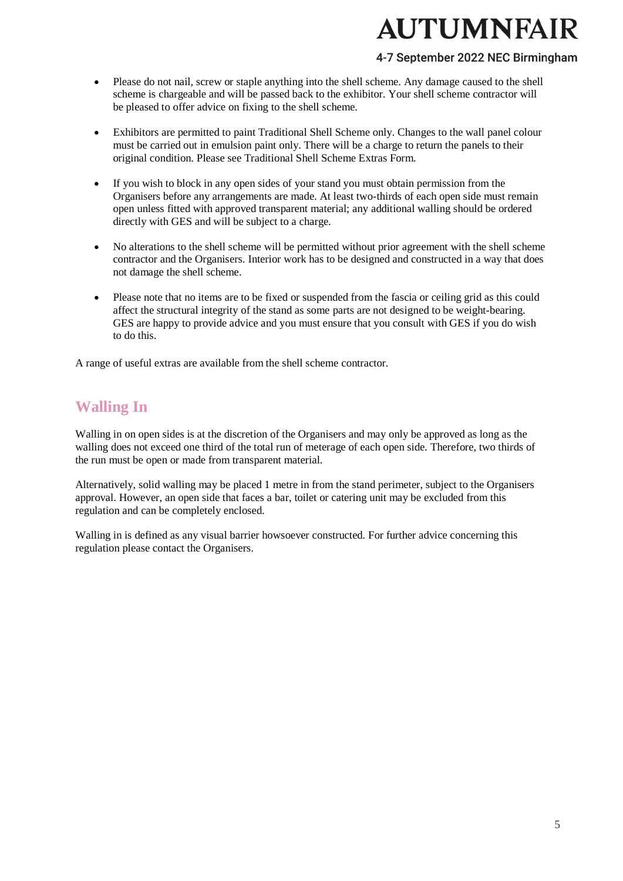- Please do not nail, screw or staple anything into the shell scheme. Any damage caused to the shell scheme is chargeable and will be passed back to the exhibitor. Your shell scheme contractor will be pleased to offer advice on fixing to the shell scheme.
- Exhibitors are permitted to paint Traditional Shell Scheme only. Changes to the wall panel colour must be carried out in emulsion paint only. There will be a charge to return the panels to their original condition. Please see Traditional Shell Scheme Extras Form.
- If you wish to block in any open sides of your stand you must obtain permission from the Organisers before any arrangements are made. At least two-thirds of each open side must remain open unless fitted with approved transparent material; any additional walling should be ordered directly with GES and will be subject to a charge.
- No alterations to the shell scheme will be permitted without prior agreement with the shell scheme contractor and the Organisers. Interior work has to be designed and constructed in a way that does not damage the shell scheme.
- Please note that no items are to be fixed or suspended from the fascia or ceiling grid as this could affect the structural integrity of the stand as some parts are not designed to be weight-bearing. GES are happy to provide advice and you must ensure that you consult with GES if you do wish to do this.

A range of useful extras are available from the shell scheme contractor.

## Walling In

Walling in on open sides is at the discretion of the Organisers and may only be approved as long as the walling does not exceed one third of the total run of meterage of each open side. Therefore, two thirds of the run must be open or made from transparent material.

Alternatively, solid walling may be placed 1 metre in from the stand perimeter, subject to the Organisers approval. However, an open side that faces a bar, toilet or catering unit may be excluded from this regulation and can be completely enclosed.

Walling in is defined as any visual barrier howsoever constructed. For further advice concerning this regulation please contact the Organisers.